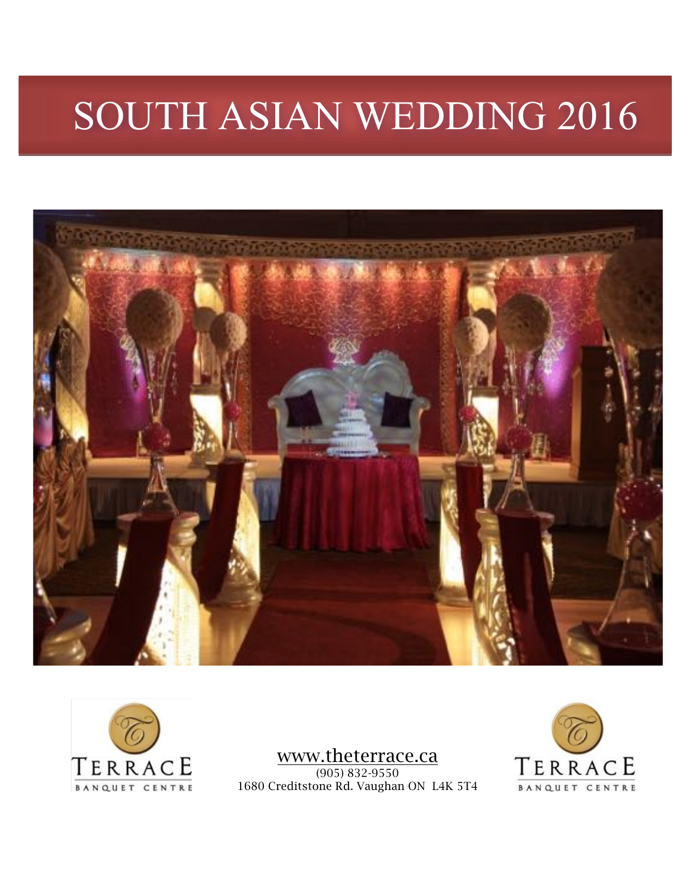# SOUTH ASIAN WEDDING 2016

TERRACE
BANQUET CENTRE

www.theterrace.ca
(905) 832-9550
1680 Creditstone Rd. Vaughan ON L4K 5T4

TERRACE
BANQUET CENTRE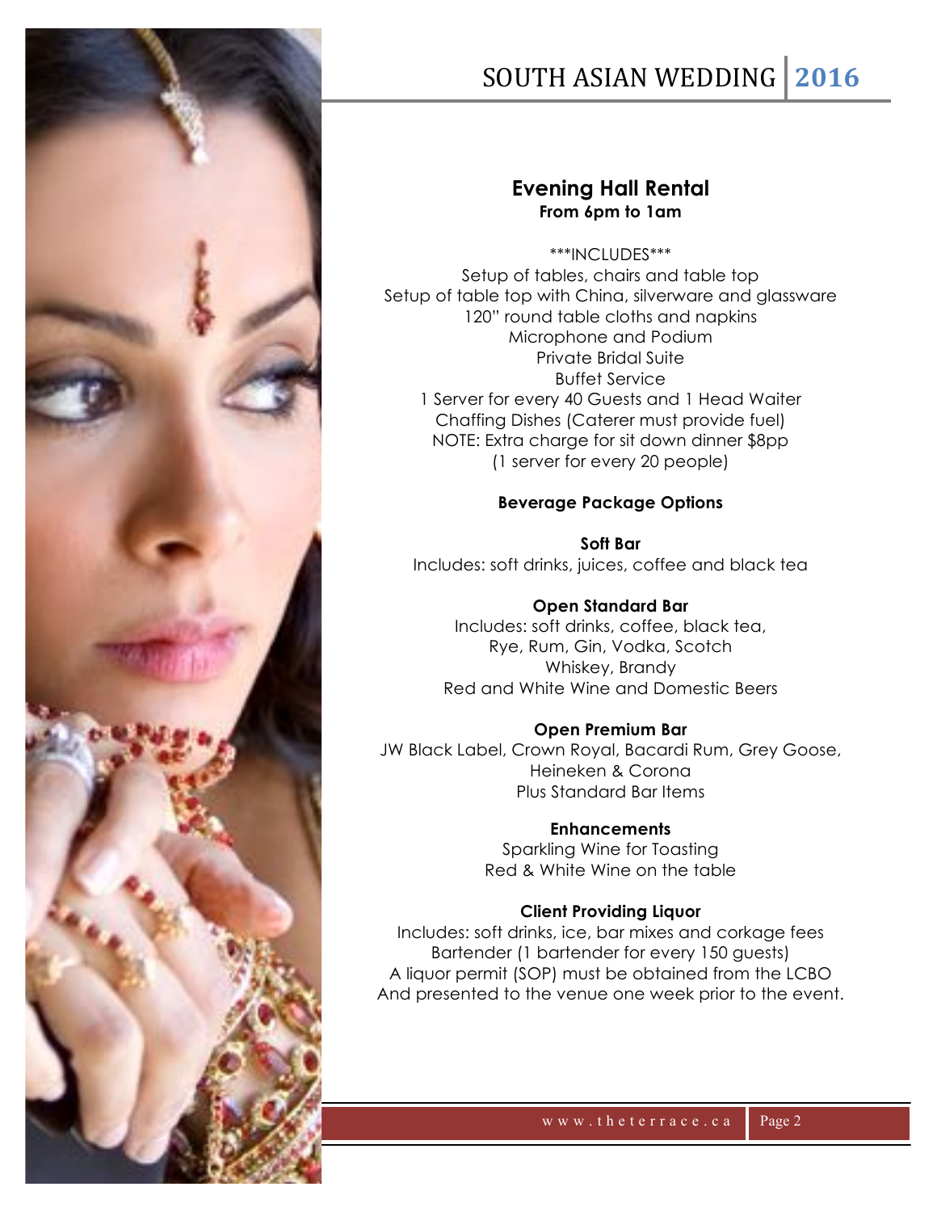## Evening Hall Rental

**From 6pm to 1am**

\*\*\*INCLUDES\*\*\*

Setup of tables, chairs and table top
Setup of table top with China, silverware and glassware
120" round table cloths and napkins
Microphone and Podium
Private Bridal Suite
Buffet Service
1 Server for every 40 Guests and 1 Head Waiter
Chaffing Dishes (Caterer must provide fuel)
NOTE: Extra charge for sit down dinner $8pp
(1 server for every 20 people)

### Beverage Package Options

**Soft Bar**

Includes: soft drinks, juices, coffee and black tea

**Open Standard Bar**

Includes: soft drinks, coffee, black tea,
Rye, Rum, Gin, Vodka, Scotch
Whiskey, Brandy
Red and White Wine and Domestic Beers

**Open Premium Bar**

JW Black Label, Crown Royal, Bacardi Rum, Grey Goose,
Heineken & Corona
Plus Standard Bar Items

**Enhancements**

Sparkling Wine for Toasting
Red & White Wine on the table

**Client Providing Liquor**

Includes: soft drinks, ice, bar mixes and corkage fees
Bartender (1 bartender for every 150 guests)
A liquor permit (SOP) must be obtained from the LCBO
And presented to the venue one week prior to the event.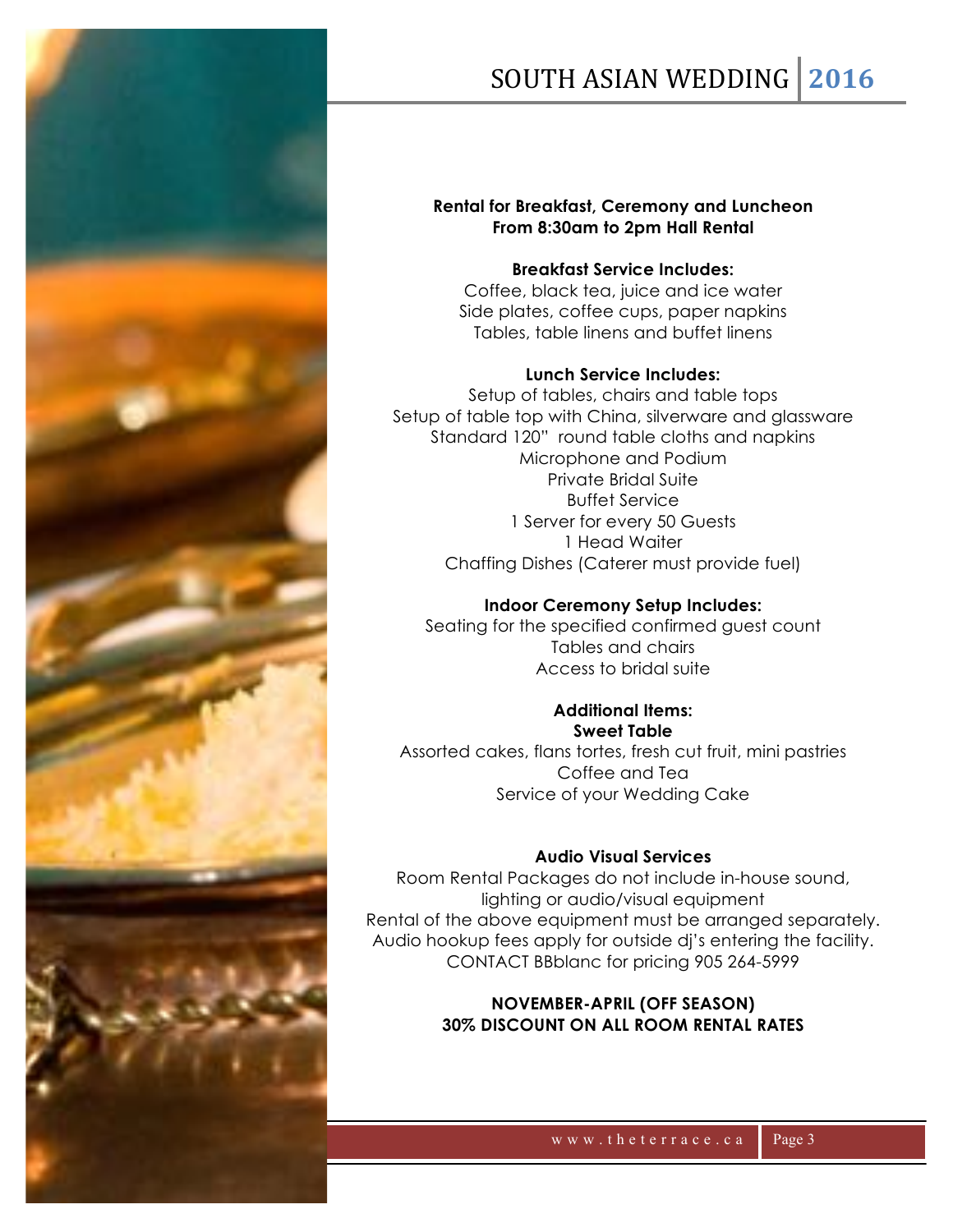**Rental for Breakfast, Ceremony and Luncheon**
**From 8:30am to 2pm Hall Rental**

**Breakfast Service Includes:**

Coffee, black tea, juice and ice water
Side plates, coffee cups, paper napkins
Tables, table linens and buffet linens

**Lunch Service Includes:**

Setup of tables, chairs and table tops
Setup of table top with China, silverware and glassware
Standard 120" round table cloths and napkins
Microphone and Podium
Private Bridal Suite
Buffet Service
1 Server for every 50 Guests
1 Head Waiter
Chaffing Dishes (Caterer must provide fuel)

**Indoor Ceremony Setup Includes:**

Seating for the specified confirmed guest count
Tables and chairs
Access to bridal suite

**Additional Items:**
**Sweet Table**

Assorted cakes, flans tortes, fresh cut fruit, mini pastries
Coffee and Tea
Service of your Wedding Cake

**Audio Visual Services**

Room Rental Packages do not include in-house sound, lighting or audio/visual equipment
Rental of the above equipment must be arranged separately.
Audio hookup fees apply for outside dj's entering the facility.
CONTACT BBblanc for pricing 905 264-5999

**NOVEMBER-APRIL (OFF SEASON)**
**30% DISCOUNT ON ALL ROOM RENTAL RATES**